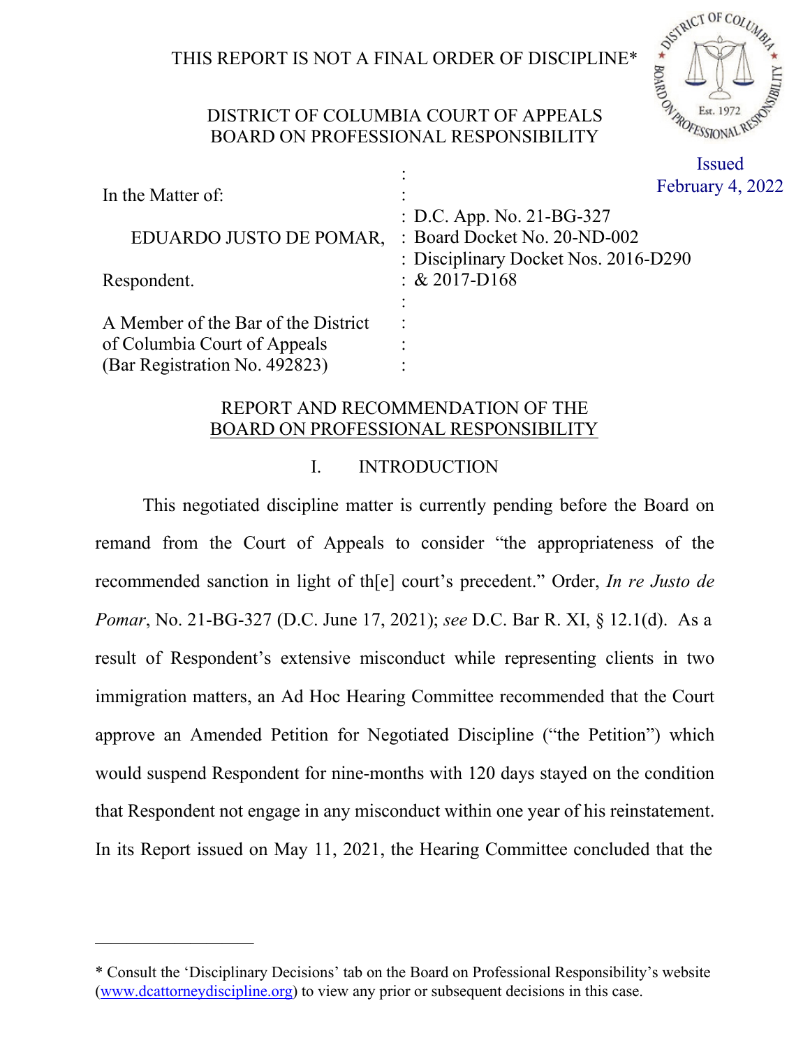THIS REPORT IS NOT A FINAL ORDER OF DISCIPLINE*

DISTRICT OF COLUMBIA COURT OF APPEALS
BOARD ON PROFESSIONAL RESPONSIBILITY

Issued
February 4, 2022

| | |
|---|---|
| In the Matter of: | |
| EDUARDO JUSTO DE POMAR, | : D.C. App. No. 21-BG-327 |
| | : Board Docket No. 20-ND-002 |
| Respondent. | : Disciplinary Docket Nos. 2016-D290 & 2017-D168 |
| A Member of the Bar of the District of Columbia Court of Appeals (Bar Registration No. 492823) | |

## REPORT AND RECOMMENDATION OF THE BOARD ON PROFESSIONAL RESPONSIBILITY

### I. INTRODUCTION

This negotiated discipline matter is currently pending before the Board on remand from the Court of Appeals to consider "the appropriateness of the recommended sanction in light of th[e] court's precedent." Order, *In re Justo de Pomar*, No. 21-BG-327 (D.C. June 17, 2021); *see* D.C. Bar R. XI, § 12.1(d). As a result of Respondent's extensive misconduct while representing clients in two immigration matters, an Ad Hoc Hearing Committee recommended that the Court approve an Amended Petition for Negotiated Discipline ("the Petition") which would suspend Respondent for nine-months with 120 days stayed on the condition that Respondent not engage in any misconduct within one year of his reinstatement. In its Report issued on May 11, 2021, the Hearing Committee concluded that the

---

* Consult the 'Disciplinary Decisions' tab on the Board on Professional Responsibility's website (www.dcattorneydiscipline.org) to view any prior or subsequent decisions in this case.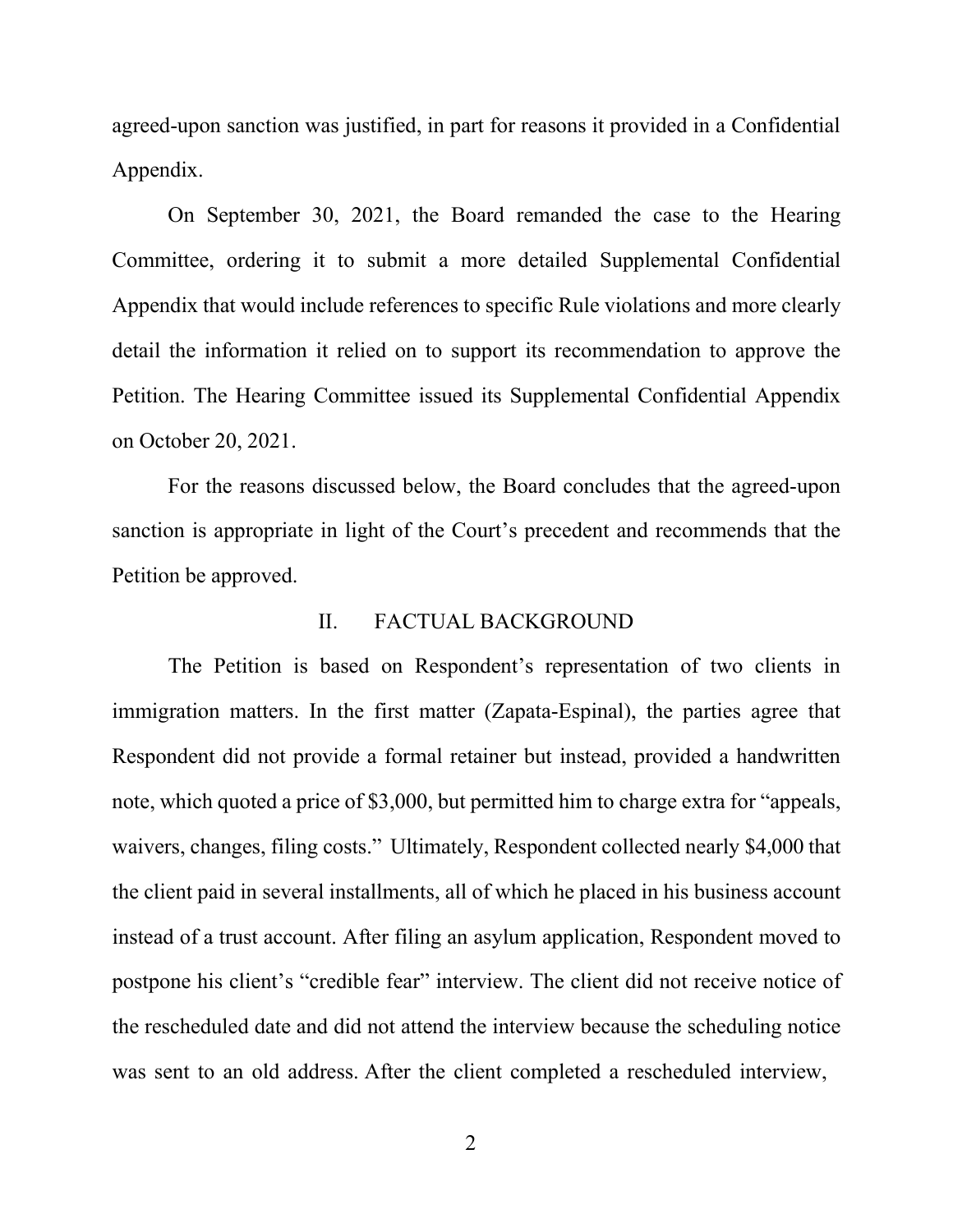agreed-upon sanction was justified, in part for reasons it provided in a Confidential Appendix.

On September 30, 2021, the Board remanded the case to the Hearing Committee, ordering it to submit a more detailed Supplemental Confidential Appendix that would include references to specific Rule violations and more clearly detail the information it relied on to support its recommendation to approve the Petition. The Hearing Committee issued its Supplemental Confidential Appendix on October 20, 2021.

For the reasons discussed below, the Board concludes that the agreed-upon sanction is appropriate in light of the Court's precedent and recommends that the Petition be approved.

## II. FACTUAL BACKGROUND

The Petition is based on Respondent's representation of two clients in immigration matters. In the first matter (Zapata-Espinal), the parties agree that Respondent did not provide a formal retainer but instead, provided a handwritten note, which quoted a price of $3,000, but permitted him to charge extra for "appeals, waivers, changes, filing costs." Ultimately, Respondent collected nearly $4,000 that the client paid in several installments, all of which he placed in his business account instead of a trust account. After filing an asylum application, Respondent moved to postpone his client's "credible fear" interview. The client did not receive notice of the rescheduled date and did not attend the interview because the scheduling notice was sent to an old address. After the client completed a rescheduled interview,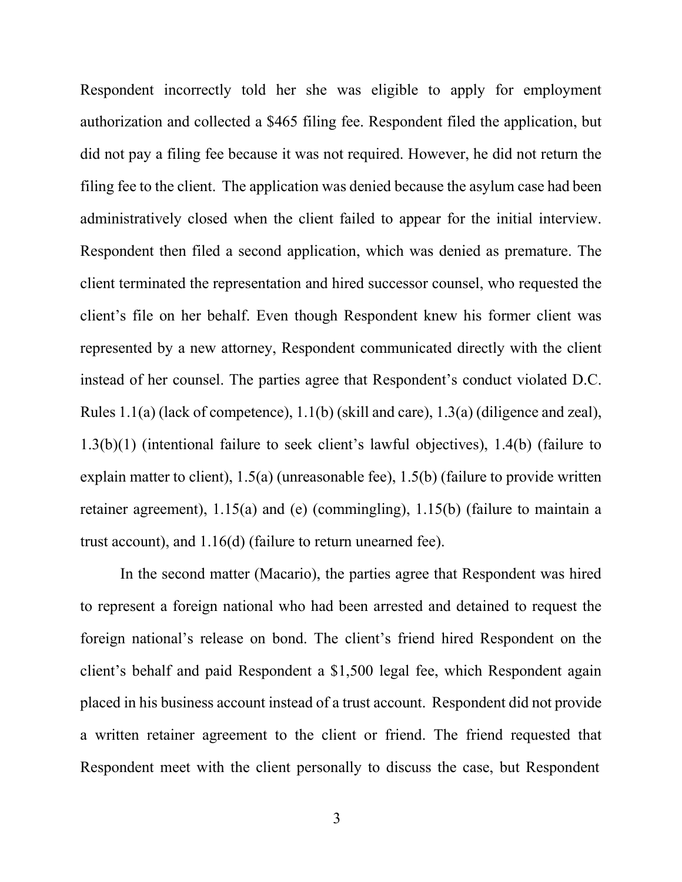Respondent incorrectly told her she was eligible to apply for employment authorization and collected a $465 filing fee. Respondent filed the application, but did not pay a filing fee because it was not required. However, he did not return the filing fee to the client. The application was denied because the asylum case had been administratively closed when the client failed to appear for the initial interview. Respondent then filed a second application, which was denied as premature. The client terminated the representation and hired successor counsel, who requested the client's file on her behalf. Even though Respondent knew his former client was represented by a new attorney, Respondent communicated directly with the client instead of her counsel. The parties agree that Respondent's conduct violated D.C. Rules 1.1(a) (lack of competence), 1.1(b) (skill and care), 1.3(a) (diligence and zeal), 1.3(b)(1) (intentional failure to seek client's lawful objectives), 1.4(b) (failure to explain matter to client), 1.5(a) (unreasonable fee), 1.5(b) (failure to provide written retainer agreement), 1.15(a) and (e) (commingling), 1.15(b) (failure to maintain a trust account), and 1.16(d) (failure to return unearned fee).

In the second matter (Macario), the parties agree that Respondent was hired to represent a foreign national who had been arrested and detained to request the foreign national's release on bond. The client's friend hired Respondent on the client's behalf and paid Respondent a $1,500 legal fee, which Respondent again placed in his business account instead of a trust account. Respondent did not provide a written retainer agreement to the client or friend. The friend requested that Respondent meet with the client personally to discuss the case, but Respondent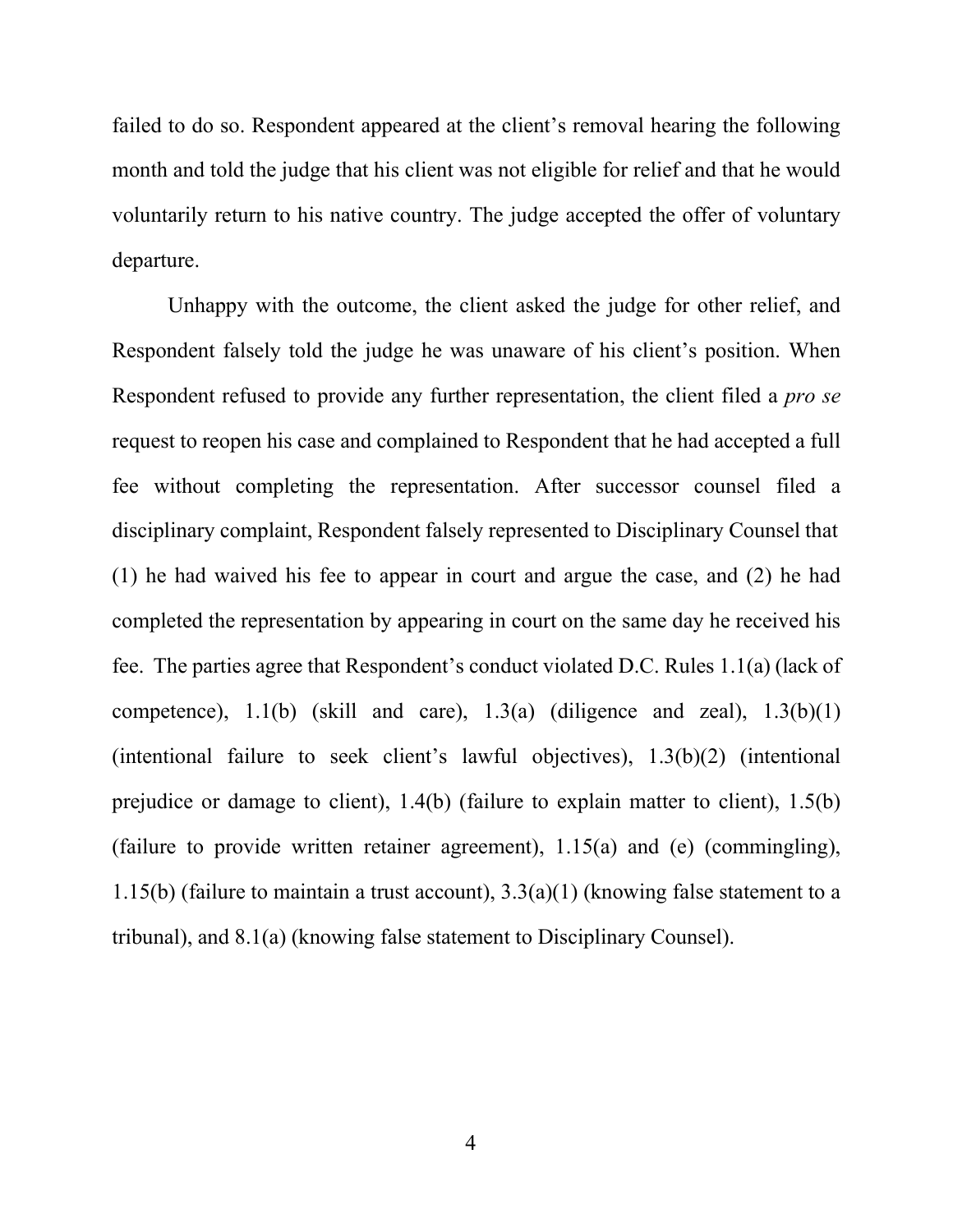failed to do so. Respondent appeared at the client's removal hearing the following month and told the judge that his client was not eligible for relief and that he would voluntarily return to his native country. The judge accepted the offer of voluntary departure.

Unhappy with the outcome, the client asked the judge for other relief, and Respondent falsely told the judge he was unaware of his client's position. When Respondent refused to provide any further representation, the client filed a *pro se* request to reopen his case and complained to Respondent that he had accepted a full fee without completing the representation. After successor counsel filed a disciplinary complaint, Respondent falsely represented to Disciplinary Counsel that (1) he had waived his fee to appear in court and argue the case, and (2) he had completed the representation by appearing in court on the same day he received his fee. The parties agree that Respondent's conduct violated D.C. Rules 1.1(a) (lack of competence), 1.1(b) (skill and care), 1.3(a) (diligence and zeal), 1.3(b)(1) (intentional failure to seek client's lawful objectives), 1.3(b)(2) (intentional prejudice or damage to client), 1.4(b) (failure to explain matter to client), 1.5(b) (failure to provide written retainer agreement), 1.15(a) and (e) (commingling), 1.15(b) (failure to maintain a trust account), 3.3(a)(1) (knowing false statement to a tribunal), and 8.1(a) (knowing false statement to Disciplinary Counsel).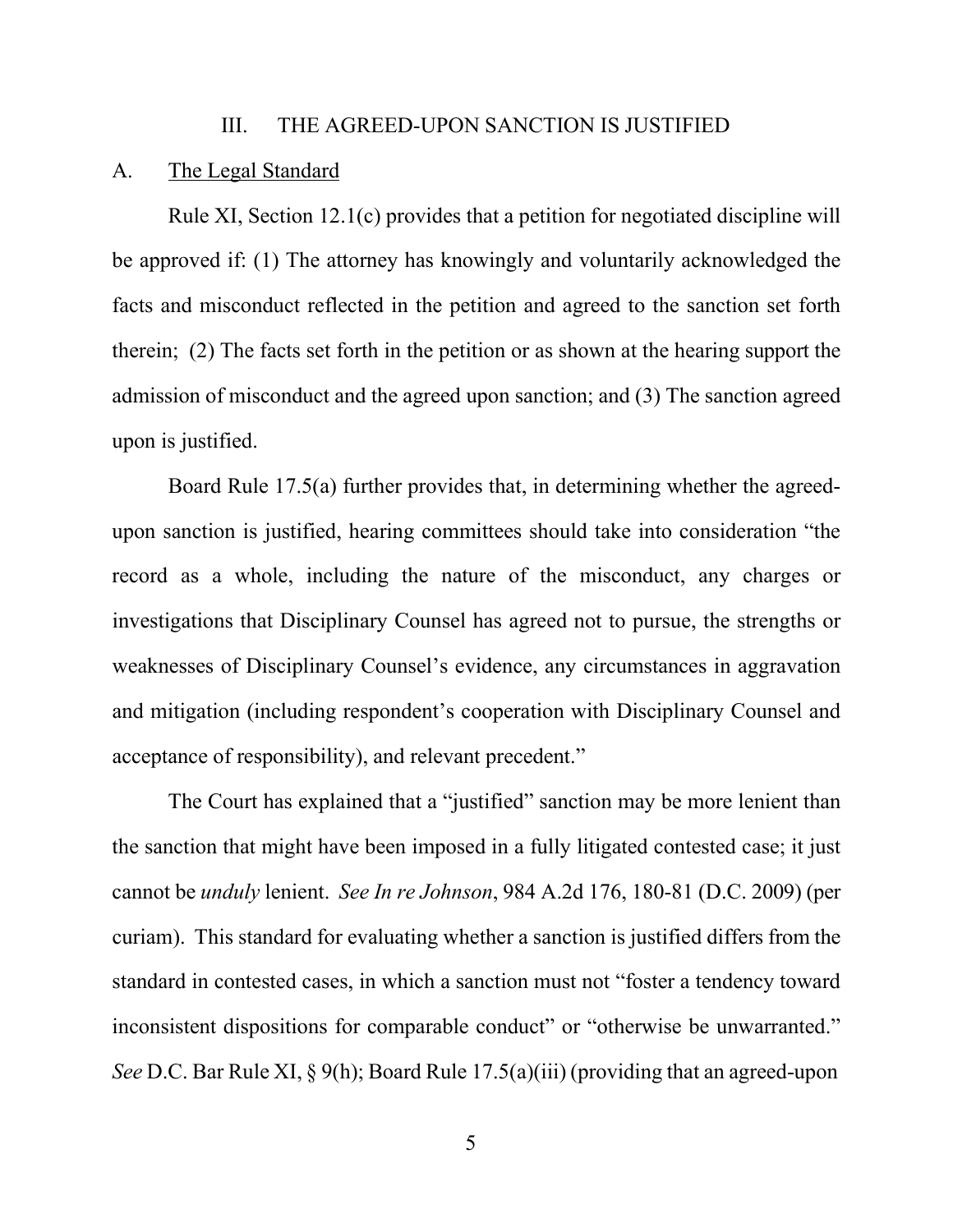## III. THE AGREED-UPON SANCTION IS JUSTIFIED

### A. The Legal Standard

Rule XI, Section 12.1(c) provides that a petition for negotiated discipline will be approved if: (1) The attorney has knowingly and voluntarily acknowledged the facts and misconduct reflected in the petition and agreed to the sanction set forth therein; (2) The facts set forth in the petition or as shown at the hearing support the admission of misconduct and the agreed upon sanction; and (3) The sanction agreed upon is justified.

Board Rule 17.5(a) further provides that, in determining whether the agreed-upon sanction is justified, hearing committees should take into consideration "the record as a whole, including the nature of the misconduct, any charges or investigations that Disciplinary Counsel has agreed not to pursue, the strengths or weaknesses of Disciplinary Counsel's evidence, any circumstances in aggravation and mitigation (including respondent's cooperation with Disciplinary Counsel and acceptance of responsibility), and relevant precedent."

The Court has explained that a "justified" sanction may be more lenient than the sanction that might have been imposed in a fully litigated contested case; it just cannot be *unduly* lenient. *See In re Johnson*, 984 A.2d 176, 180-81 (D.C. 2009) (per curiam). This standard for evaluating whether a sanction is justified differs from the standard in contested cases, in which a sanction must not "foster a tendency toward inconsistent dispositions for comparable conduct" or "otherwise be unwarranted." *See* D.C. Bar Rule XI, § 9(h); Board Rule 17.5(a)(iii) (providing that an agreed-upon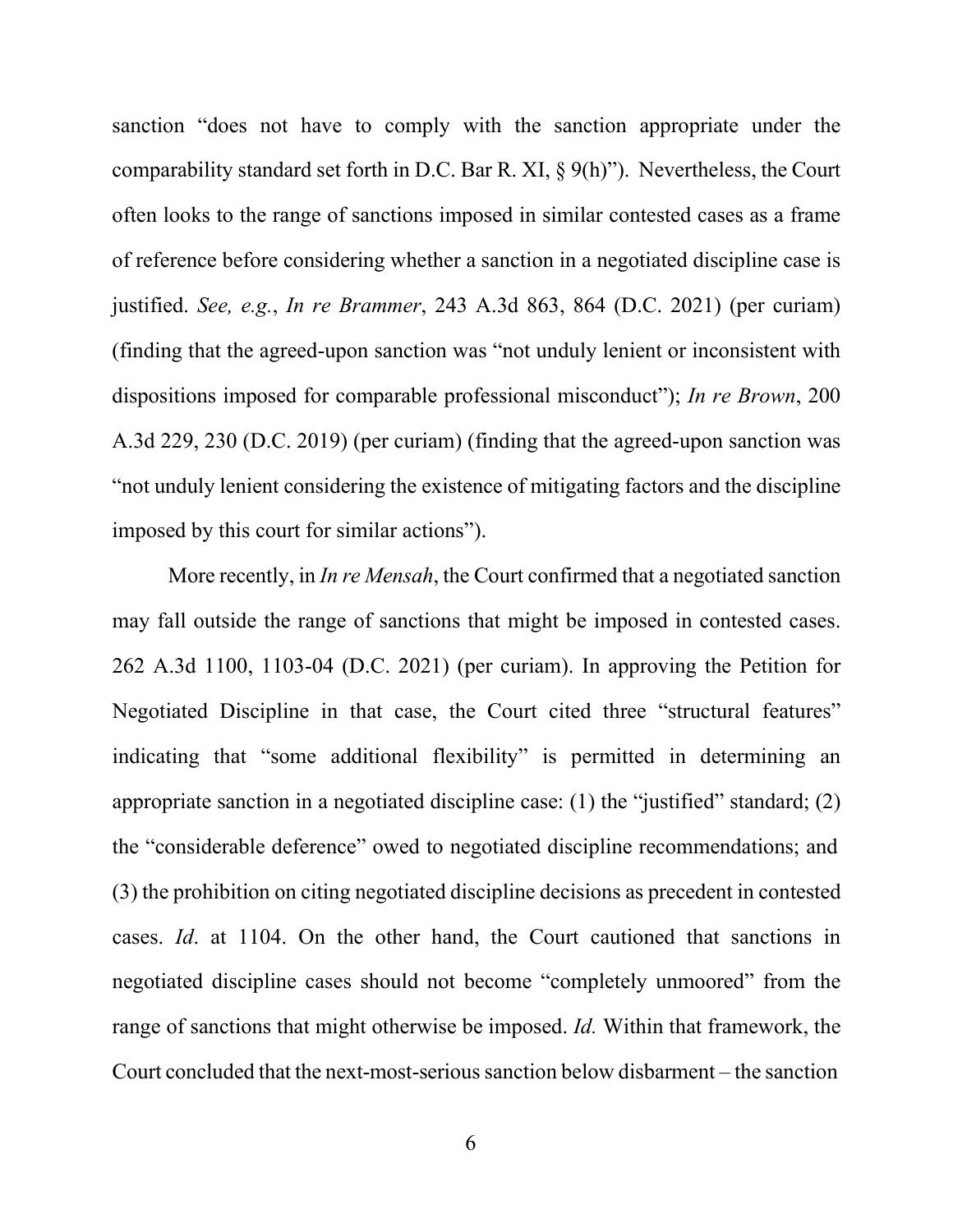sanction "does not have to comply with the sanction appropriate under the comparability standard set forth in D.C. Bar R. XI, § 9(h)"). Nevertheless, the Court often looks to the range of sanctions imposed in similar contested cases as a frame of reference before considering whether a sanction in a negotiated discipline case is justified. *See, e.g.*, *In re Brammer*, 243 A.3d 863, 864 (D.C. 2021) (per curiam) (finding that the agreed-upon sanction was "not unduly lenient or inconsistent with dispositions imposed for comparable professional misconduct"); *In re Brown*, 200 A.3d 229, 230 (D.C. 2019) (per curiam) (finding that the agreed-upon sanction was "not unduly lenient considering the existence of mitigating factors and the discipline imposed by this court for similar actions").

More recently, in *In re Mensah*, the Court confirmed that a negotiated sanction may fall outside the range of sanctions that might be imposed in contested cases. 262 A.3d 1100, 1103-04 (D.C. 2021) (per curiam). In approving the Petition for Negotiated Discipline in that case, the Court cited three "structural features" indicating that "some additional flexibility" is permitted in determining an appropriate sanction in a negotiated discipline case: (1) the "justified" standard; (2) the "considerable deference" owed to negotiated discipline recommendations; and (3) the prohibition on citing negotiated discipline decisions as precedent in contested cases. *Id*. at 1104. On the other hand, the Court cautioned that sanctions in negotiated discipline cases should not become "completely unmoored" from the range of sanctions that might otherwise be imposed. *Id.* Within that framework, the Court concluded that the next-most-serious sanction below disbarment – the sanction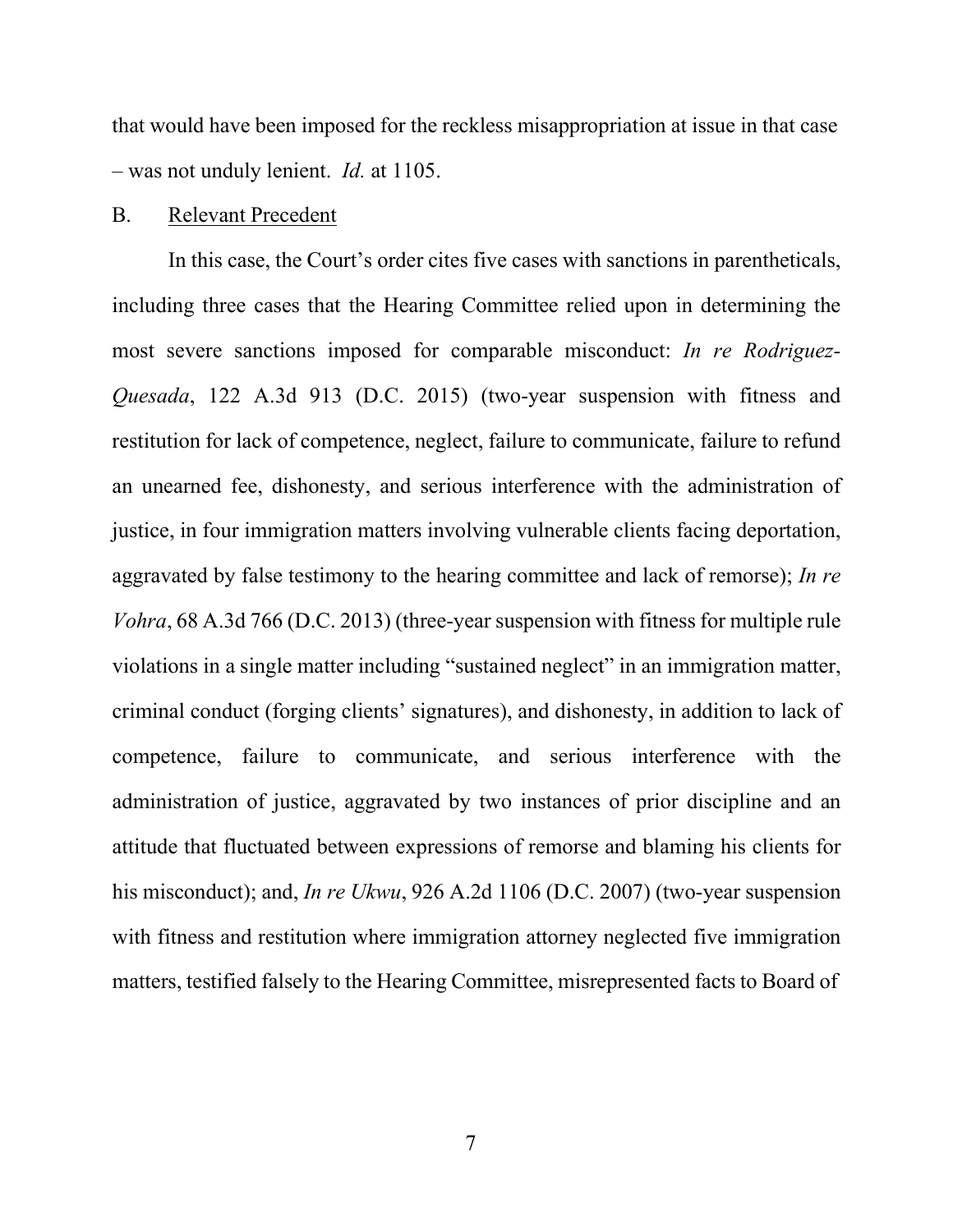that would have been imposed for the reckless misappropriation at issue in that case – was not unduly lenient. *Id.* at 1105.

B. Relevant Precedent

In this case, the Court's order cites five cases with sanctions in parentheticals, including three cases that the Hearing Committee relied upon in determining the most severe sanctions imposed for comparable misconduct: *In re Rodriguez-Quesada*, 122 A.3d 913 (D.C. 2015) (two-year suspension with fitness and restitution for lack of competence, neglect, failure to communicate, failure to refund an unearned fee, dishonesty, and serious interference with the administration of justice, in four immigration matters involving vulnerable clients facing deportation, aggravated by false testimony to the hearing committee and lack of remorse); *In re Vohra*, 68 A.3d 766 (D.C. 2013) (three-year suspension with fitness for multiple rule violations in a single matter including "sustained neglect" in an immigration matter, criminal conduct (forging clients' signatures), and dishonesty, in addition to lack of competence, failure to communicate, and serious interference with the administration of justice, aggravated by two instances of prior discipline and an attitude that fluctuated between expressions of remorse and blaming his clients for his misconduct); and, *In re Ukwu*, 926 A.2d 1106 (D.C. 2007) (two-year suspension with fitness and restitution where immigration attorney neglected five immigration matters, testified falsely to the Hearing Committee, misrepresented facts to Board of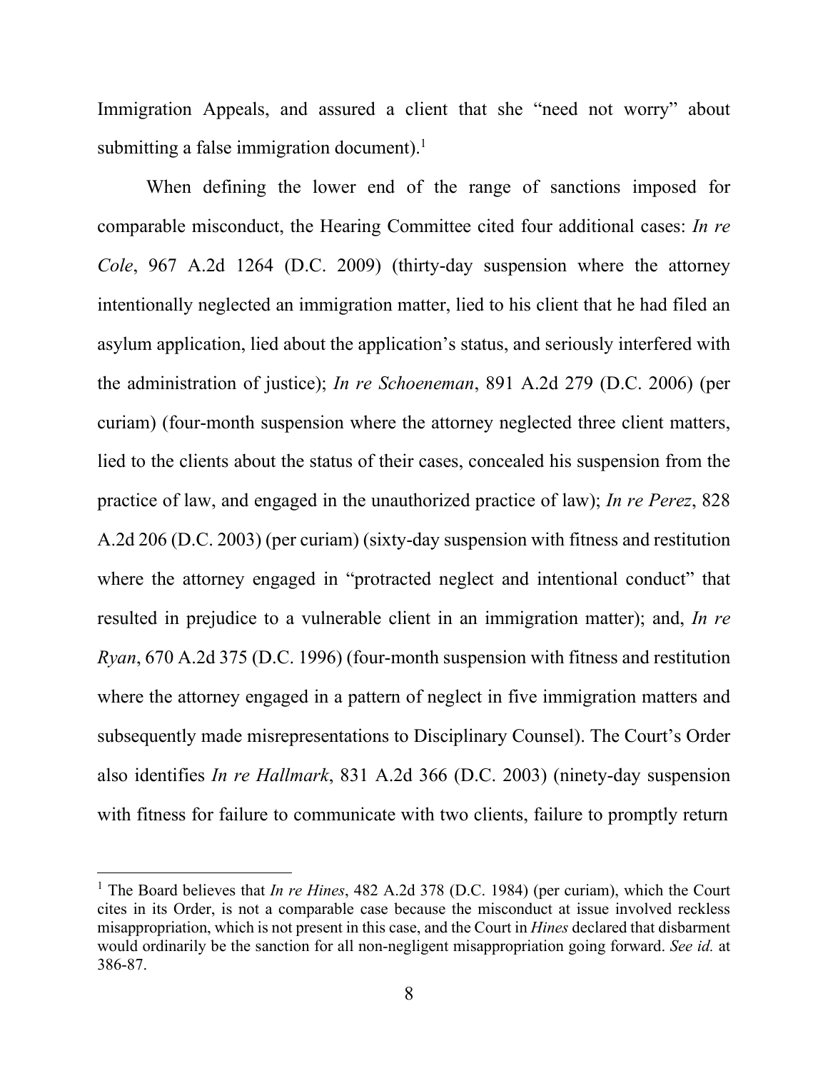Immigration Appeals, and assured a client that she "need not worry" about submitting a false immigration document).[1]

When defining the lower end of the range of sanctions imposed for comparable misconduct, the Hearing Committee cited four additional cases: *In re Cole*, 967 A.2d 1264 (D.C. 2009) (thirty-day suspension where the attorney intentionally neglected an immigration matter, lied to his client that he had filed an asylum application, lied about the application's status, and seriously interfered with the administration of justice); *In re Schoeneman*, 891 A.2d 279 (D.C. 2006) (per curiam) (four-month suspension where the attorney neglected three client matters, lied to the clients about the status of their cases, concealed his suspension from the practice of law, and engaged in the unauthorized practice of law); *In re Perez*, 828 A.2d 206 (D.C. 2003) (per curiam) (sixty-day suspension with fitness and restitution where the attorney engaged in "protracted neglect and intentional conduct" that resulted in prejudice to a vulnerable client in an immigration matter); and, *In re Ryan*, 670 A.2d 375 (D.C. 1996) (four-month suspension with fitness and restitution where the attorney engaged in a pattern of neglect in five immigration matters and subsequently made misrepresentations to Disciplinary Counsel). The Court's Order also identifies *In re Hallmark*, 831 A.2d 366 (D.C. 2003) (ninety-day suspension with fitness for failure to communicate with two clients, failure to promptly return

---

[1] The Board believes that *In re Hines*, 482 A.2d 378 (D.C. 1984) (per curiam), which the Court cites in its Order, is not a comparable case because the misconduct at issue involved reckless misappropriation, which is not present in this case, and the Court in *Hines* declared that disbarment would ordinarily be the sanction for all non-negligent misappropriation going forward. *See id.* at 386-87.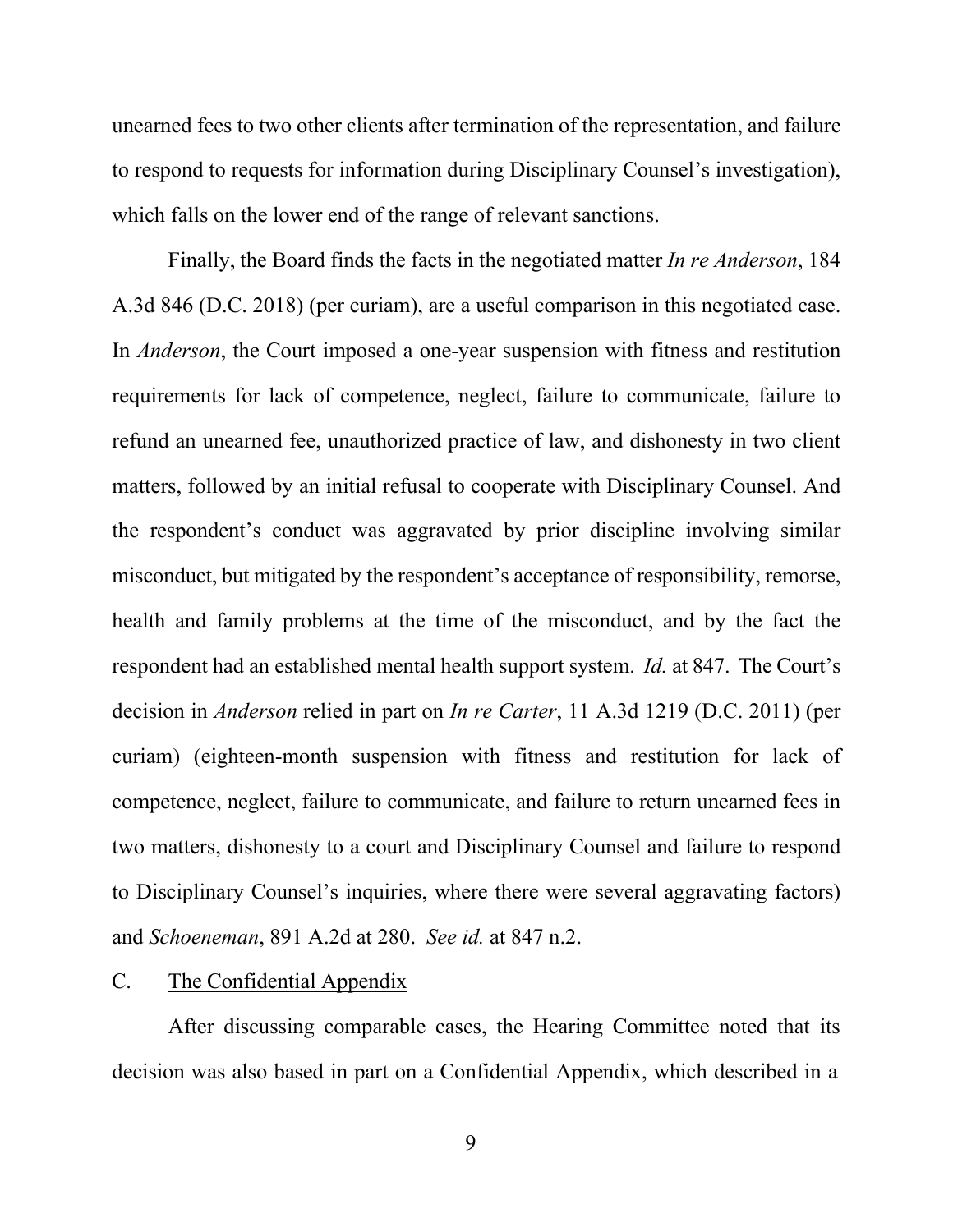unearned fees to two other clients after termination of the representation, and failure to respond to requests for information during Disciplinary Counsel's investigation), which falls on the lower end of the range of relevant sanctions.

Finally, the Board finds the facts in the negotiated matter *In re Anderson*, 184 A.3d 846 (D.C. 2018) (per curiam), are a useful comparison in this negotiated case. In *Anderson*, the Court imposed a one-year suspension with fitness and restitution requirements for lack of competence, neglect, failure to communicate, failure to refund an unearned fee, unauthorized practice of law, and dishonesty in two client matters, followed by an initial refusal to cooperate with Disciplinary Counsel. And the respondent's conduct was aggravated by prior discipline involving similar misconduct, but mitigated by the respondent's acceptance of responsibility, remorse, health and family problems at the time of the misconduct, and by the fact the respondent had an established mental health support system. *Id.* at 847. The Court's decision in *Anderson* relied in part on *In re Carter*, 11 A.3d 1219 (D.C. 2011) (per curiam) (eighteen-month suspension with fitness and restitution for lack of competence, neglect, failure to communicate, and failure to return unearned fees in two matters, dishonesty to a court and Disciplinary Counsel and failure to respond to Disciplinary Counsel's inquiries, where there were several aggravating factors) and *Schoeneman*, 891 A.2d at 280. *See id.* at 847 n.2.

### C. <u>The Confidential Appendix</u>

After discussing comparable cases, the Hearing Committee noted that its decision was also based in part on a Confidential Appendix, which described in a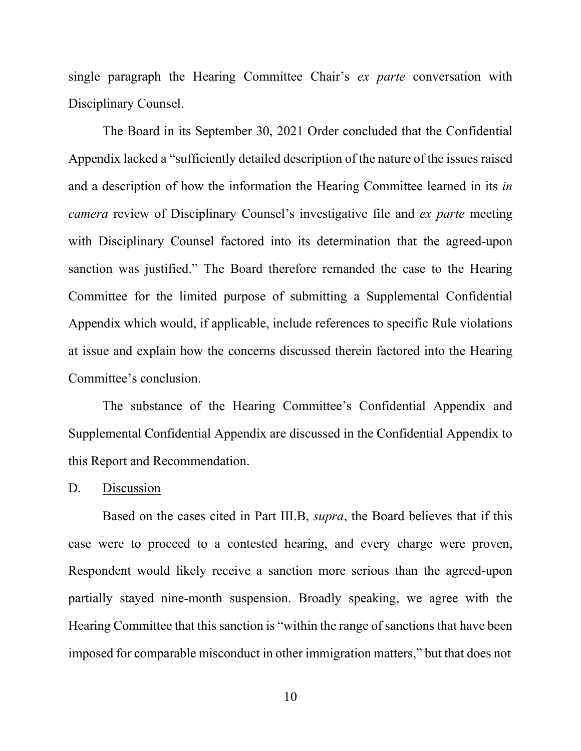single paragraph the Hearing Committee Chair's *ex parte* conversation with Disciplinary Counsel.

The Board in its September 30, 2021 Order concluded that the Confidential Appendix lacked a "sufficiently detailed description of the nature of the issues raised and a description of how the information the Hearing Committee learned in its *in camera* review of Disciplinary Counsel's investigative file and *ex parte* meeting with Disciplinary Counsel factored into its determination that the agreed-upon sanction was justified." The Board therefore remanded the case to the Hearing Committee for the limited purpose of submitting a Supplemental Confidential Appendix which would, if applicable, include references to specific Rule violations at issue and explain how the concerns discussed therein factored into the Hearing Committee's conclusion.

The substance of the Hearing Committee's Confidential Appendix and Supplemental Confidential Appendix are discussed in the Confidential Appendix to this Report and Recommendation.

D. <u>Discussion</u>

Based on the cases cited in Part III.B, *supra*, the Board believes that if this case were to proceed to a contested hearing, and every charge were proven, Respondent would likely receive a sanction more serious than the agreed-upon partially stayed nine-month suspension. Broadly speaking, we agree with the Hearing Committee that this sanction is "within the range of sanctions that have been imposed for comparable misconduct in other immigration matters," but that does not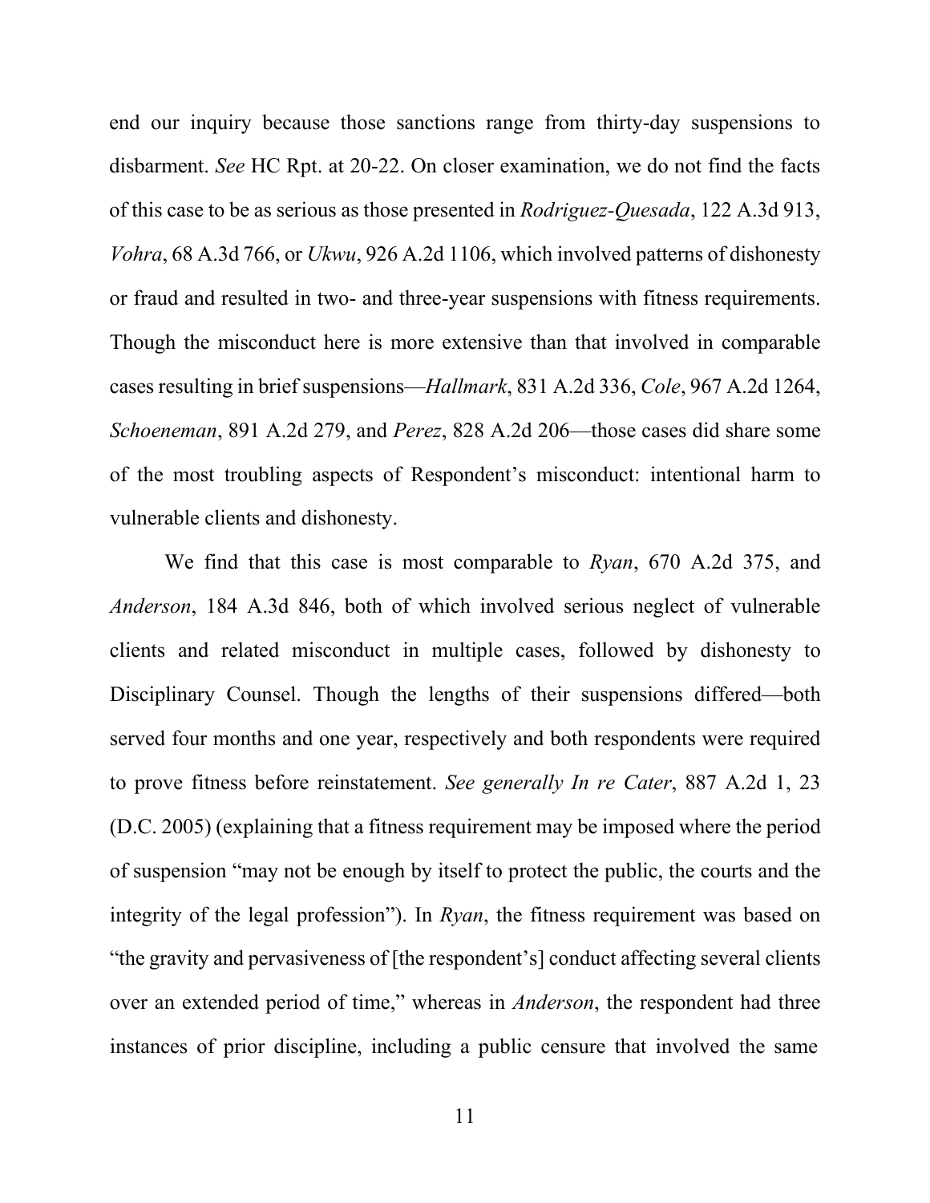end our inquiry because those sanctions range from thirty-day suspensions to disbarment. *See* HC Rpt. at 20-22. On closer examination, we do not find the facts of this case to be as serious as those presented in *Rodriguez-Quesada*, 122 A.3d 913, *Vohra*, 68 A.3d 766, or *Ukwu*, 926 A.2d 1106, which involved patterns of dishonesty or fraud and resulted in two- and three-year suspensions with fitness requirements. Though the misconduct here is more extensive than that involved in comparable cases resulting in brief suspensions—*Hallmark*, 831 A.2d 336, *Cole*, 967 A.2d 1264, *Schoeneman*, 891 A.2d 279, and *Perez*, 828 A.2d 206—those cases did share some of the most troubling aspects of Respondent's misconduct: intentional harm to vulnerable clients and dishonesty.

We find that this case is most comparable to *Ryan*, 670 A.2d 375, and *Anderson*, 184 A.3d 846, both of which involved serious neglect of vulnerable clients and related misconduct in multiple cases, followed by dishonesty to Disciplinary Counsel. Though the lengths of their suspensions differed—both served four months and one year, respectively and both respondents were required to prove fitness before reinstatement. *See generally In re Cater*, 887 A.2d 1, 23 (D.C. 2005) (explaining that a fitness requirement may be imposed where the period of suspension "may not be enough by itself to protect the public, the courts and the integrity of the legal profession"). In *Ryan*, the fitness requirement was based on "the gravity and pervasiveness of [the respondent's] conduct affecting several clients over an extended period of time," whereas in *Anderson*, the respondent had three instances of prior discipline, including a public censure that involved the same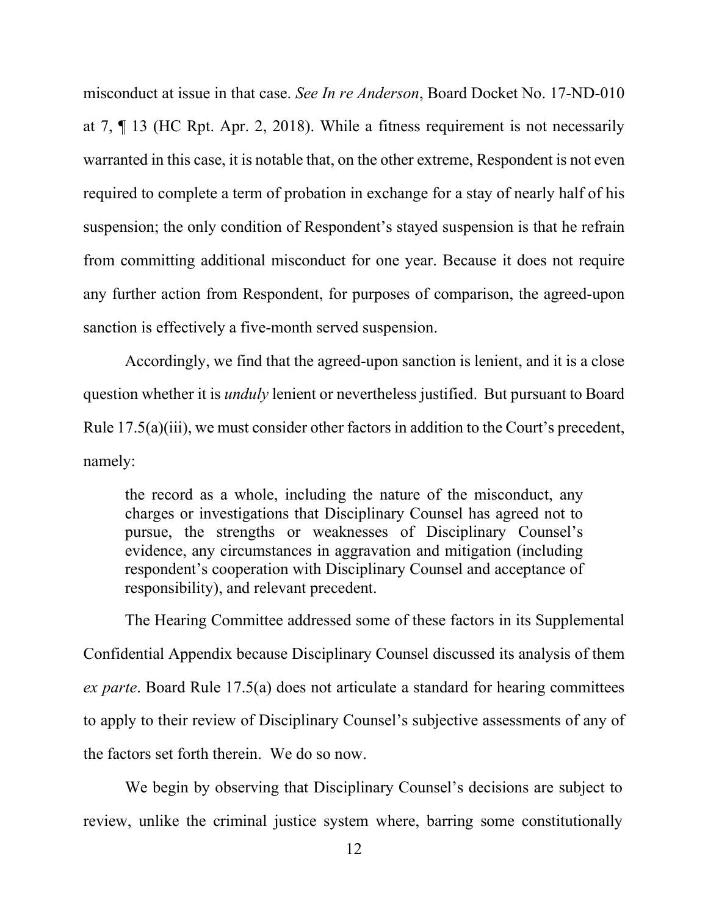misconduct at issue in that case. *See In re Anderson*, Board Docket No. 17-ND-010 at 7, ¶ 13 (HC Rpt. Apr. 2, 2018). While a fitness requirement is not necessarily warranted in this case, it is notable that, on the other extreme, Respondent is not even required to complete a term of probation in exchange for a stay of nearly half of his suspension; the only condition of Respondent's stayed suspension is that he refrain from committing additional misconduct for one year. Because it does not require any further action from Respondent, for purposes of comparison, the agreed-upon sanction is effectively a five-month served suspension.

Accordingly, we find that the agreed-upon sanction is lenient, and it is a close question whether it is *unduly* lenient or nevertheless justified. But pursuant to Board Rule 17.5(a)(iii), we must consider other factors in addition to the Court's precedent, namely:

> the record as a whole, including the nature of the misconduct, any charges or investigations that Disciplinary Counsel has agreed not to pursue, the strengths or weaknesses of Disciplinary Counsel's evidence, any circumstances in aggravation and mitigation (including respondent's cooperation with Disciplinary Counsel and acceptance of responsibility), and relevant precedent.

The Hearing Committee addressed some of these factors in its Supplemental Confidential Appendix because Disciplinary Counsel discussed its analysis of them *ex parte*. Board Rule 17.5(a) does not articulate a standard for hearing committees to apply to their review of Disciplinary Counsel's subjective assessments of any of the factors set forth therein. We do so now.

We begin by observing that Disciplinary Counsel's decisions are subject to review, unlike the criminal justice system where, barring some constitutionally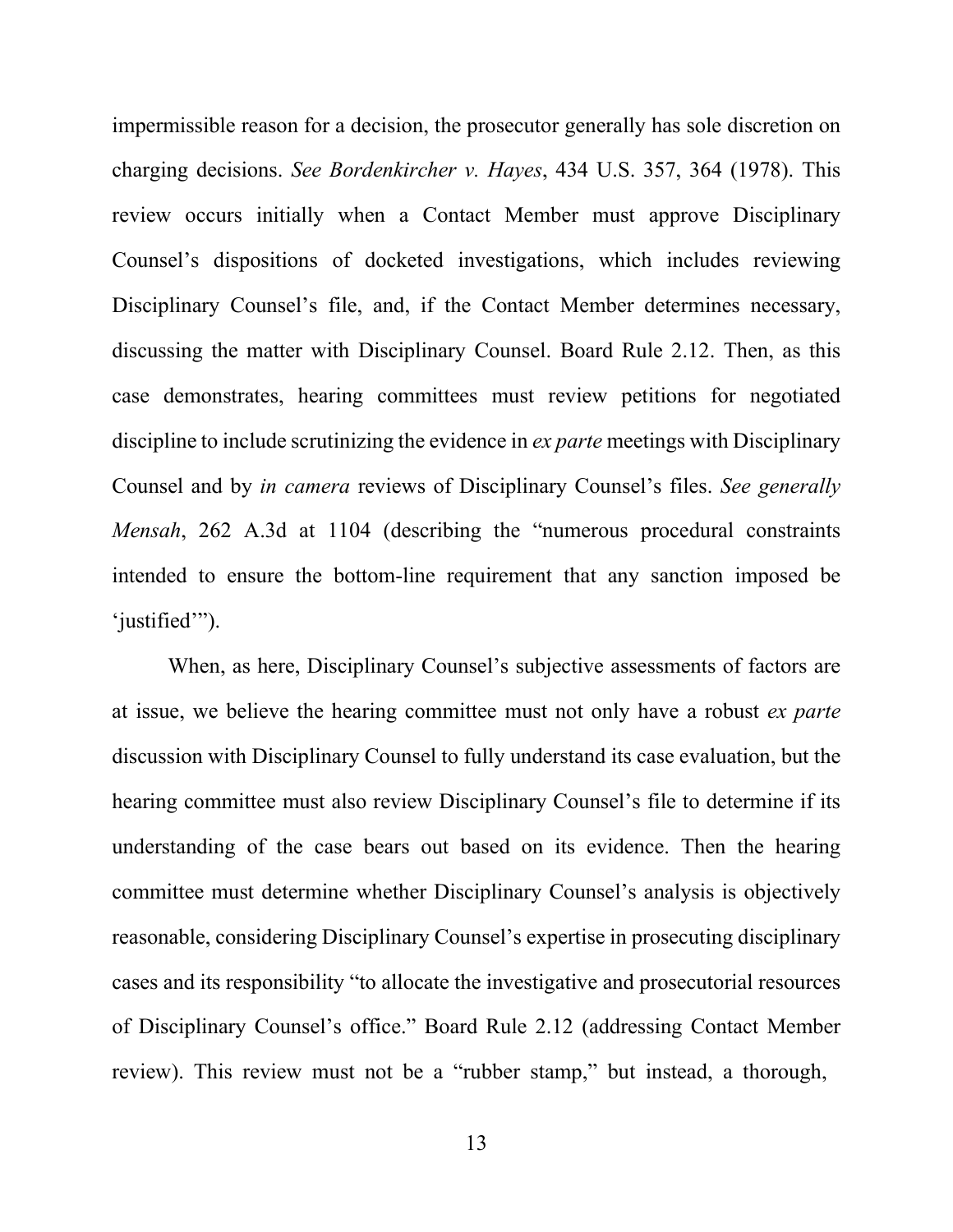impermissible reason for a decision, the prosecutor generally has sole discretion on charging decisions. *See Bordenkircher v. Hayes*, 434 U.S. 357, 364 (1978). This review occurs initially when a Contact Member must approve Disciplinary Counsel's dispositions of docketed investigations, which includes reviewing Disciplinary Counsel's file, and, if the Contact Member determines necessary, discussing the matter with Disciplinary Counsel. Board Rule 2.12. Then, as this case demonstrates, hearing committees must review petitions for negotiated discipline to include scrutinizing the evidence in *ex parte* meetings with Disciplinary Counsel and by *in camera* reviews of Disciplinary Counsel's files. *See generally Mensah*, 262 A.3d at 1104 (describing the "numerous procedural constraints intended to ensure the bottom-line requirement that any sanction imposed be 'justified'").

When, as here, Disciplinary Counsel's subjective assessments of factors are at issue, we believe the hearing committee must not only have a robust *ex parte* discussion with Disciplinary Counsel to fully understand its case evaluation, but the hearing committee must also review Disciplinary Counsel's file to determine if its understanding of the case bears out based on its evidence. Then the hearing committee must determine whether Disciplinary Counsel's analysis is objectively reasonable, considering Disciplinary Counsel's expertise in prosecuting disciplinary cases and its responsibility "to allocate the investigative and prosecutorial resources of Disciplinary Counsel's office." Board Rule 2.12 (addressing Contact Member review). This review must not be a "rubber stamp," but instead, a thorough,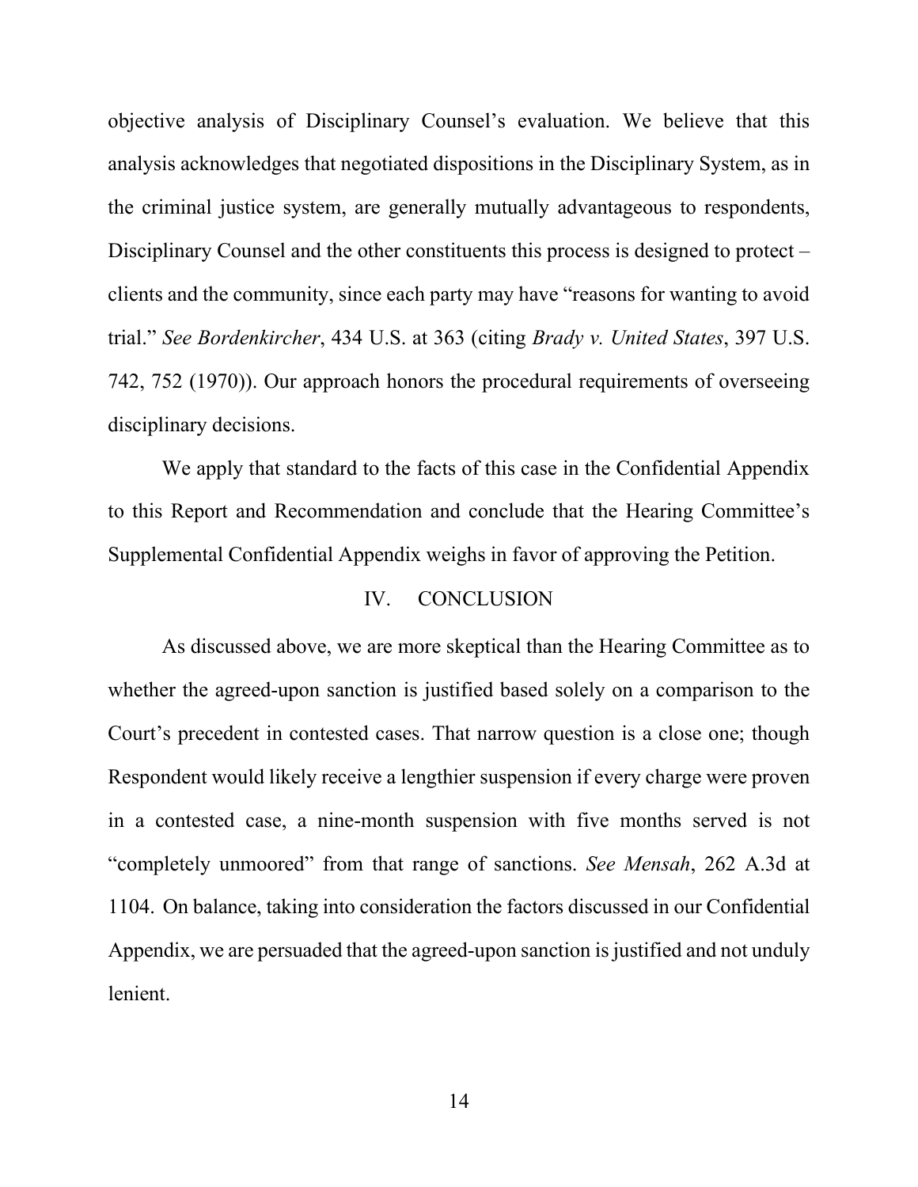objective analysis of Disciplinary Counsel's evaluation. We believe that this analysis acknowledges that negotiated dispositions in the Disciplinary System, as in the criminal justice system, are generally mutually advantageous to respondents, Disciplinary Counsel and the other constituents this process is designed to protect – clients and the community, since each party may have "reasons for wanting to avoid trial." *See Bordenkircher*, 434 U.S. at 363 (citing *Brady v. United States*, 397 U.S. 742, 752 (1970)). Our approach honors the procedural requirements of overseeing disciplinary decisions.

We apply that standard to the facts of this case in the Confidential Appendix to this Report and Recommendation and conclude that the Hearing Committee's Supplemental Confidential Appendix weighs in favor of approving the Petition.

## IV. CONCLUSION

As discussed above, we are more skeptical than the Hearing Committee as to whether the agreed-upon sanction is justified based solely on a comparison to the Court's precedent in contested cases. That narrow question is a close one; though Respondent would likely receive a lengthier suspension if every charge were proven in a contested case, a nine-month suspension with five months served is not "completely unmoored" from that range of sanctions. *See Mensah*, 262 A.3d at 1104. On balance, taking into consideration the factors discussed in our Confidential Appendix, we are persuaded that the agreed-upon sanction is justified and not unduly lenient.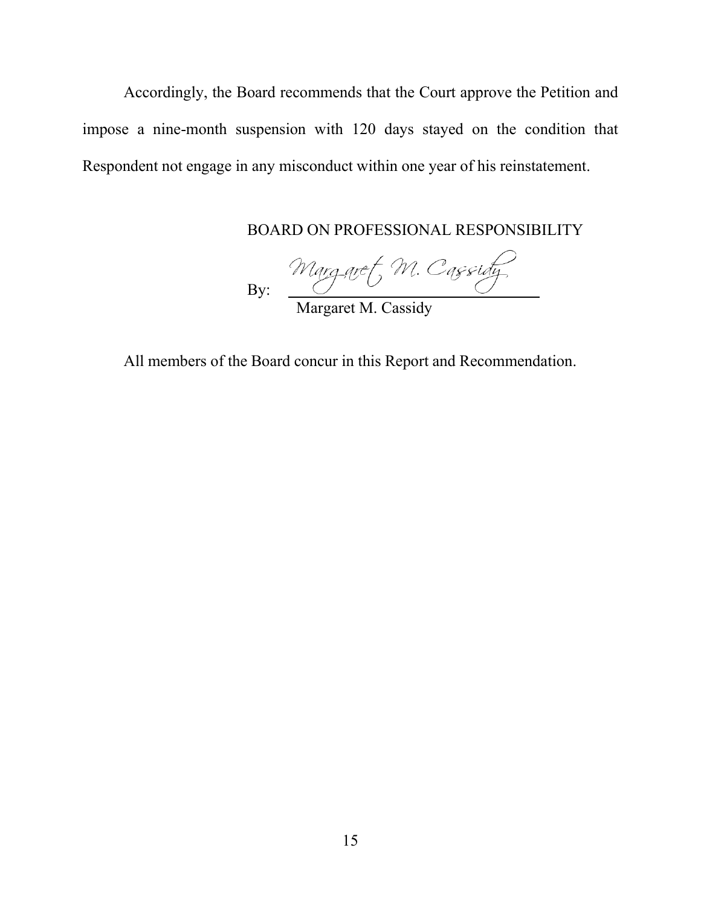Accordingly, the Board recommends that the Court approve the Petition and impose a nine-month suspension with 120 days stayed on the condition that Respondent not engage in any misconduct within one year of his reinstatement.

BOARD ON PROFESSIONAL RESPONSIBILITY

By: *Margaret M. Cassidy*
Margaret M. Cassidy

All members of the Board concur in this Report and Recommendation.